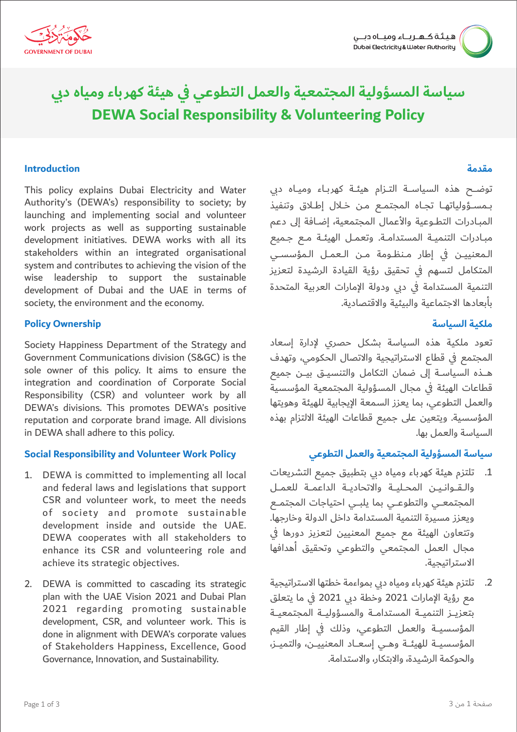# سياسة المسؤولية المجتمعية والعمل التطوعي في هيئة كهرباء ومياه دبي

# DEWA Social Responsibility & Volunteering Policy

## Introduction

This policy explains Dubai Electricity and Water Authority's (DEWA's) responsibility to society; by launching and implementing social and volunteer work projects as well as supporting sustainable development initiatives. DEWA works with all its stakeholders within an integrated organisational system and contributes to achieving the vision of the wise leadership to support the sustainable development of Dubai and the UAE in terms of society, the environment and the economy.

## Policy Ownership

Society Happiness Department of the Strategy and Government Communications division (S&GC) is the sole owner of this policy. It aims to ensure the integration and coordination of Corporate Social Responsibility (CSR) and volunteer work by all DEWA's divisions. This promotes DEWA's positive reputation and corporate brand image. All divisions in DEWA shall adhere to this policy.

## Social Responsibility and Volunteer Work Policy

1. DEWA is committed to implementing all local and federal laws and legislations that support CSR and volunteer work, to meet the needs of society and promote sustainable development inside and outside the UAE. DEWA cooperates with all stakeholders to enhance its CSR and volunteering role and achieve its strategic objectives.

2. DEWA is committed to cascading its strategic plan with the UAE Vision 2021 and Dubai Plan 2021 regarding promoting sustainable development, CSR, and volunteer work. This is done in alignment with DEWA's corporate values of Stakeholders Happiness, Excellence, Good Governance, Innovation, and Sustainability.

## مقدمة

توضح هذه السياسة التزام هيئة كهرباء ومياه دبي بمسؤولياتها تجاه المجتمع من خلال إطلاق وتنفيذ المبادرات التطوعية والأعمال المجتمعية، إضافة إلى دعم مبادرات التنمية المستدامة. وتعمل الهيئة مع جميع المعنيين في إطار منظومة من العمل المؤسسي المتكامل لتسهم في تحقيق رؤية القيادة الرشيدة لتعزيز التنمية المستدامة في دبي ودولة الإمارات العربية المتحدة بأبعادها الاجتماعية والبيئية والاقتصادية.

## ملكية السياسة

تعود ملكية هذه السياسة بشكل حصري لإدارة إسعاد المجتمع في قطاع الاستراتيجية والاتصال الحكومي، وتهدف هذه السياسة إلى ضمان التكامل والتنسيق بين جميع قطاعات الهيئة في مجال المسؤولية المجتمعية المؤسسية والعمل التطوعي، بما يعزز السمعة الإيجابية للهيئة وهويتها المؤسسية. ويتعين على جميع قطاعات الهيئة الالتزام بهذه السياسة والعمل بها.

## سياسة المسؤولية المجتمعية والعمل التطوعي

1. تلتزم هيئة كهرباء ومياه دبي بتطبيق جميع التشريعات والقوانين المحلية والاتحادية الداعمة للعمل المجتمعي والتطوعي بما يلبي احتياجات المجتمع ويعزز مسيرة التنمية المستدامة داخل الدولة وخارجها. وتتعاون الهيئة مع جميع المعنيين لتعزيز دورها في مجال العمل المجتمعي والتطوعي وتحقيق أهدافها الاستراتيجية.

2. تلتزم هيئة كهرباء ومياه دبي بمواءمة خطتها الاستراتيجية مع رؤية الإمارات 2021 وخطة دبي 2021 في ما يتعلق بتعزيز التنمية المستدامة والمسؤولية المجتمعية المؤسسية والعمل التطوعي، وذلك في إطار القيم المؤسسية للهيئة وهي إسعاد المعنيين، والتميز، والحوكمة الرشيدة، والابتكار، والاستدامة.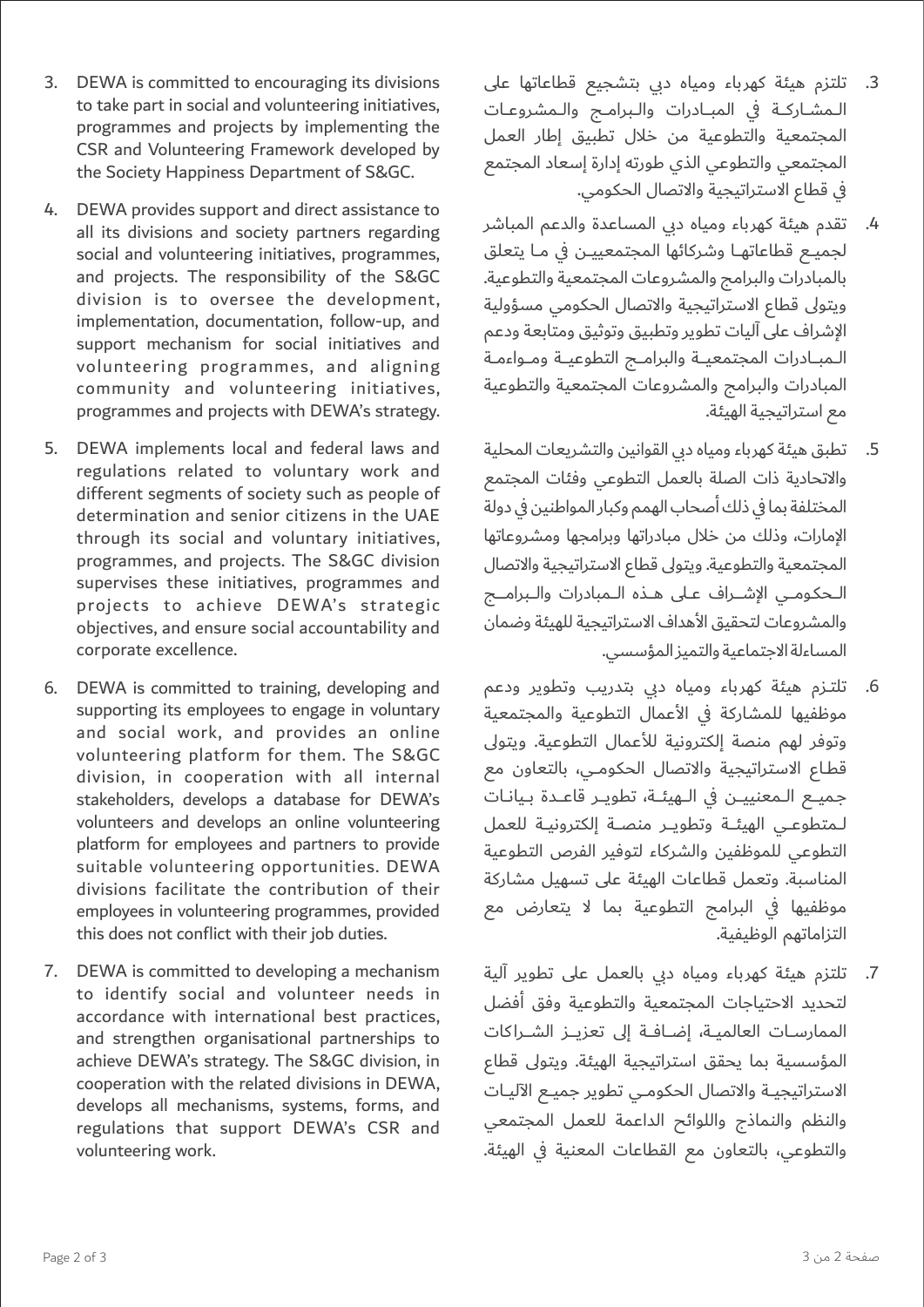3. DEWA is committed to encouraging its divisions to take part in social and volunteering initiatives, programmes and projects by implementing the CSR and Volunteering Framework developed by the Society Happiness Department of S&GC.

4. DEWA provides support and direct assistance to all its divisions and society partners regarding social and volunteering initiatives, programmes, and projects. The responsibility of the S&GC division is to oversee the development, implementation, documentation, follow-up, and support mechanism for social initiatives and volunteering programmes, and aligning community and volunteering initiatives, programmes and projects with DEWA's strategy.

5. DEWA implements local and federal laws and regulations related to voluntary work and different segments of society such as people of determination and senior citizens in the UAE through its social and voluntary initiatives, programmes, and projects. The S&GC division supervises these initiatives, programmes and projects to achieve DEWA's strategic objectives, and ensure social accountability and corporate excellence.

6. DEWA is committed to training, developing and supporting its employees to engage in voluntary and social work, and provides an online volunteering platform for them. The S&GC division, in cooperation with all internal stakeholders, develops a database for DEWA's volunteers and develops an online volunteering platform for employees and partners to provide suitable volunteering opportunities. DEWA divisions facilitate the contribution of their employees in volunteering programmes, provided this does not conflict with their job duties.

7. DEWA is committed to developing a mechanism to identify social and volunteer needs in accordance with international best practices, and strengthen organisational partnerships to achieve DEWA's strategy. The S&GC division, in cooperation with the related divisions in DEWA, develops all mechanisms, systems, forms, and regulations that support DEWA's CSR and volunteering work.

3. تلتزم هيئة كهرباء ومياه دبي بتشجيع قطاعاتها على المشاركة في المبادرات والبرامج والمشروعات المجتمعية والتطوعية من خلال تطبيق إطار العمل المجتمعي والتطوعي الذي طورته إدارة إسعاد المجتمع في قطاع الاستراتيجية والاتصال الحكومي.

4. تقدم هيئة كهرباء ومياه دبي المساعدة والدعم المباشر لجميع قطاعاتها وشركائها المجتمعيين في ما يتعلق بالمبادرات والبرامج والمشروعات المجتمعية والتطوعية. ويتولى قطاع الاستراتيجية والاتصال الحكومي مسؤولية الإشراف على آليات تطوير وتطبيق وتوثيق ومتابعة ودعم المبادرات المجتمعية والبرامج التطوعية ومواءمة المبادرات والبرامج والمشروعات المجتمعية والتطوعية مع استراتيجية الهيئة.

5. تطبق هيئة كهرباء ومياه دبي القوانين والتشريعات المحلية والاتحادية ذات الصلة بالعمل التطوعي وفئات المجتمع المختلفة بما في ذلك أصحاب الهمم وكبار المواطنين في دولة الإمارات، وذلك من خلال مبادراتها وبرامجها ومشروعاتها المجتمعية والتطوعية. ويتولى قطاع الاستراتيجية والاتصال الحكومي الإشراف على هذه المبادرات والبرامج والمشروعات لتحقيق الأهداف الاستراتيجية للهيئة وضمان المساءلة الاجتماعية والتميز المؤسسي.

6. تلتزم هيئة كهرباء ومياه دبي بتدريب وتطوير ودعم موظفيها للمشاركة في الأعمال التطوعية والمجتمعية وتوفر لهم منصة إلكترونية للأعمال التطوعية. ويتولى قطاع الاستراتيجية والاتصال الحكومي، بالتعاون مع جميع المعنيين في الهيئة، تطوير قاعدة بيانات لمتطوعي الهيئة وتطوير منصة إلكترونية للعمل التطوعي للموظفين والشركاء لتوفير الفرص التطوعية المناسبة. وتعمل قطاعات الهيئة على تسهيل مشاركة موظفيها في البرامج التطوعية بما لا يتعارض مع التزاماتهم الوظيفية.

7. تلتزم هيئة كهرباء ومياه دبي بالعمل على تطوير آلية لتحديد الاحتياجات المجتمعية والتطوعية وفق أفضل الممارسات العالمية، إضافة إلى تعزيز الشراكات المؤسسية بما يحقق استراتيجية الهيئة. ويتولى قطاع الاستراتيجية والاتصال الحكومي تطوير جميع الآليات والنظم والنماذج واللوائح الداعمة للعمل المجتمعي والتطوعي، بالتعاون مع القطاعات المعنية في الهيئة.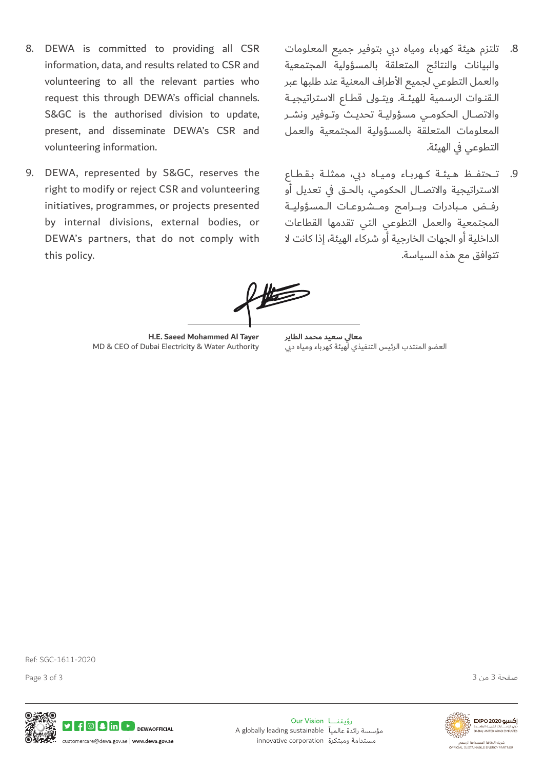8. DEWA is committed to providing all CSR information, data, and results related to CSR and volunteering to all the relevant parties who request this through DEWA's official channels. S&GC is the authorised division to update, present, and disseminate DEWA's CSR and volunteering information.

9. DEWA, represented by S&GC, reserves the right to modify or reject CSR and volunteering initiatives, programmes, or projects presented by internal divisions, external bodies, or DEWA's partners, that do not comply with this policy.

8. تلتزم هيئة كهرباء ومياه دبي بتوفير جميع المعلومات والبيانات والنتائج المتعلقة بالمسؤولية المجتمعية والعمل التطوعي لجميع الأطراف المعنية عند طلبها عبر القنوات الرسمية للهيئة. ويتولى قطاع الاستراتيجية والاتصال الحكومي مسؤولية تحديث وتوفير ونشر المعلومات المتعلقة بالمسؤولية المجتمعية والعمل التطوعي في الهيئة.

9. تحتفظ هيئة كهرباء ومياه دبي، ممثلة بقطاع الاستراتيجية والاتصال الحكومي، بالحق في تعديل أو رفض مبادرات وبرامج ومشروعات المسؤولية المجتمعية والعمل التطوعي التي تقدمها القطاعات الداخلية أو الجهات الخارجية أو شركاء الهيئة، إذا كانت لا تتوافق مع هذه السياسة.

**H.E. Saeed Mohammed Al Tayer**
MD & CEO of Dubai Electricity & Water Authority

**معالي سعيد محمد الطاير**
العضو المنتدب الرئيس التنفيذي لهيئة كهرباء ومياه دبي

Ref: SGC-1611-2020

DEWAOFFICIAL
customercare@dewa.gov.ae | www.dewa.gov.ae

Our Vision رؤيتنا
A globally leading sustainable innovative corporation
مؤسسة رائدة عالمياً مستدامة ومبتكرة

EXPO 2020 إكسبو
DUBAI, UNITED ARAB EMIRATES
OFFICIAL SUSTAINABLE ENERGY PARTNER